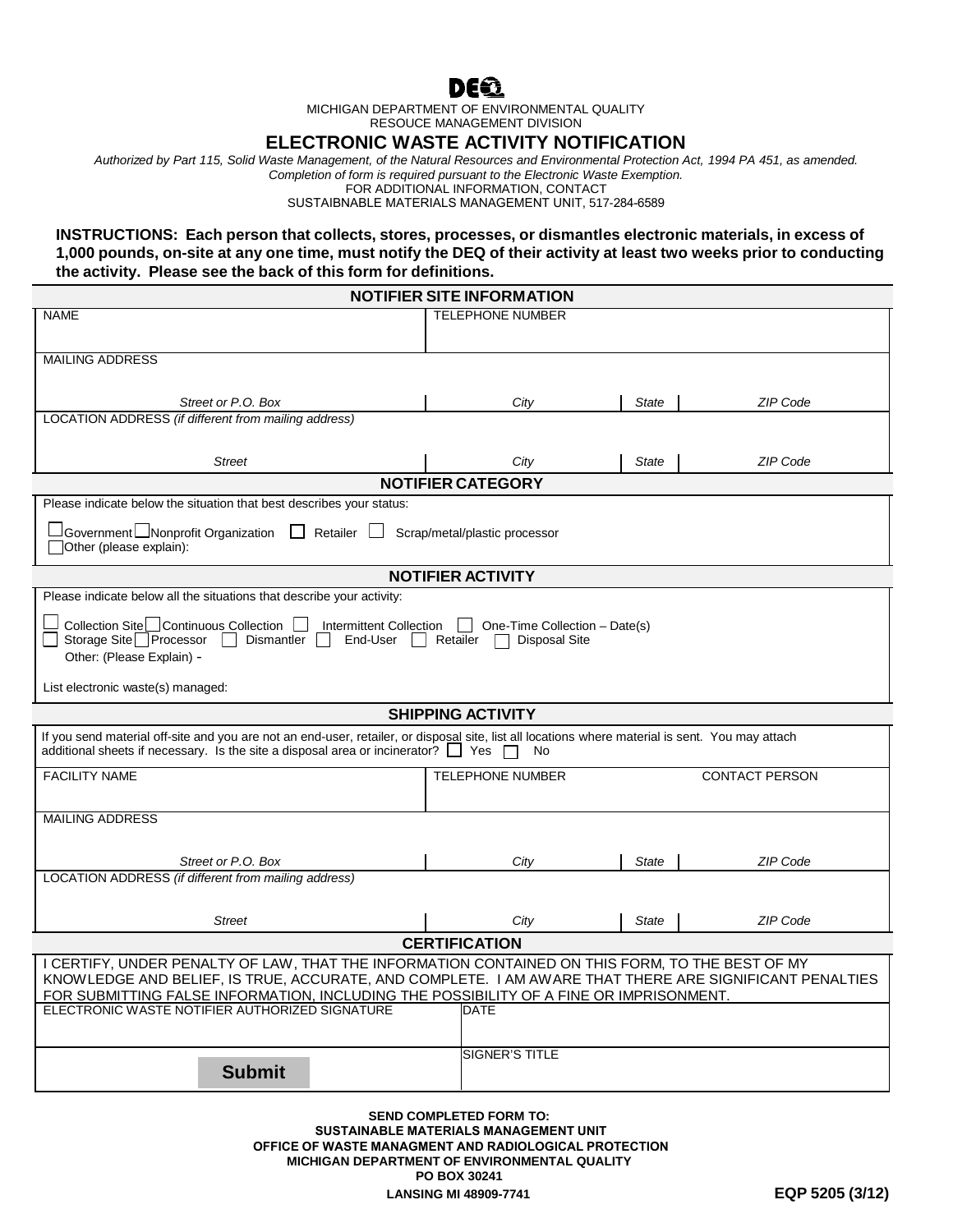DEQ

MICHIGAN DEPARTMENT OF ENVIRONMENTAL QUALITY
RESOUCE MANAGEMENT DIVISION

# ELECTRONIC WASTE ACTIVITY NOTIFICATION

*Authorized by Part 115, Solid Waste Management, of the Natural Resources and Environmental Protection Act, 1994 PA 451, as amended.*
*Completion of form is required pursuant to the Electronic Waste Exemption.*
FOR ADDITIONAL INFORMATION, CONTACT
SUSTAIBNABLE MATERIALS MANAGEMENT UNIT, 517-284-6589

**INSTRUCTIONS: Each person that collects, stores, processes, or dismantles electronic materials, in excess of 1,000 pounds, on-site at any one time, must notify the DEQ of their activity at least two weeks prior to conducting the activity. Please see the back of this form for definitions.**

## NOTIFIER SITE INFORMATION

| NAME | TELEPHONE NUMBER | | |
|---|---|---|---|
| MAILING ADDRESS | | | |
| *Street or P.O. Box* | *City* | *State* | *ZIP Code* |
| LOCATION ADDRESS *(if different from mailing address)* | | | |
| *Street* | *City* | *State* | *ZIP Code* |

## NOTIFIER CATEGORY

Please indicate below the situation that best describes your status:

☐ Government ☐ Nonprofit Organization ☐ Retailer ☐ Scrap/metal/plastic processor
☐ Other (please explain):

## NOTIFIER ACTIVITY

Please indicate below all the situations that describe your activity:

☐ Collection Site ☐ Continuous Collection ☐ Intermittent Collection ☐ One-Time Collection – Date(s)
☐ Storage Site ☐ Processor ☐ Dismantler ☐ End-User ☐ Retailer ☐ Disposal Site
Other: (Please Explain) -

List electronic waste(s) managed:

## SHIPPING ACTIVITY

If you send material off-site and you are not an end-user, retailer, or disposal site, list all locations where material is sent. You may attach additional sheets if necessary. Is the site a disposal area or incinerator? ☐ Yes ☐ No

| FACILITY NAME | TELEPHONE NUMBER | | CONTACT PERSON |
|---|---|---|---|
| MAILING ADDRESS | | | |
| *Street or P.O. Box* | *City* | *State* | *ZIP Code* |
| LOCATION ADDRESS *(if different from mailing address)* | | | |
| *Street* | *City* | *State* | *ZIP Code* |

## CERTIFICATION

I CERTIFY, UNDER PENALTY OF LAW, THAT THE INFORMATION CONTAINED ON THIS FORM, TO THE BEST OF MY KNOWLEDGE AND BELIEF, IS TRUE, ACCURATE, AND COMPLETE. I AM AWARE THAT THERE ARE SIGNIFICANT PENALTIES FOR SUBMITTING FALSE INFORMATION, INCLUDING THE POSSIBILITY OF A FINE OR IMPRISONMENT.

| ELECTRONIC WASTE NOTIFIER AUTHORIZED SIGNATURE | DATE |
|---|---|
| Submit | SIGNER'S TITLE |

**SEND COMPLETED FORM TO:**
**SUSTAINABLE MATERIALS MANAGEMENT UNIT**
**OFFICE OF WASTE MANAGMENT AND RADIOLOGICAL PROTECTION**
**MICHIGAN DEPARTMENT OF ENVIRONMENTAL QUALITY**
**PO BOX 30241**
**LANSING MI 48909-7741**

**EQP 5205 (3/12)**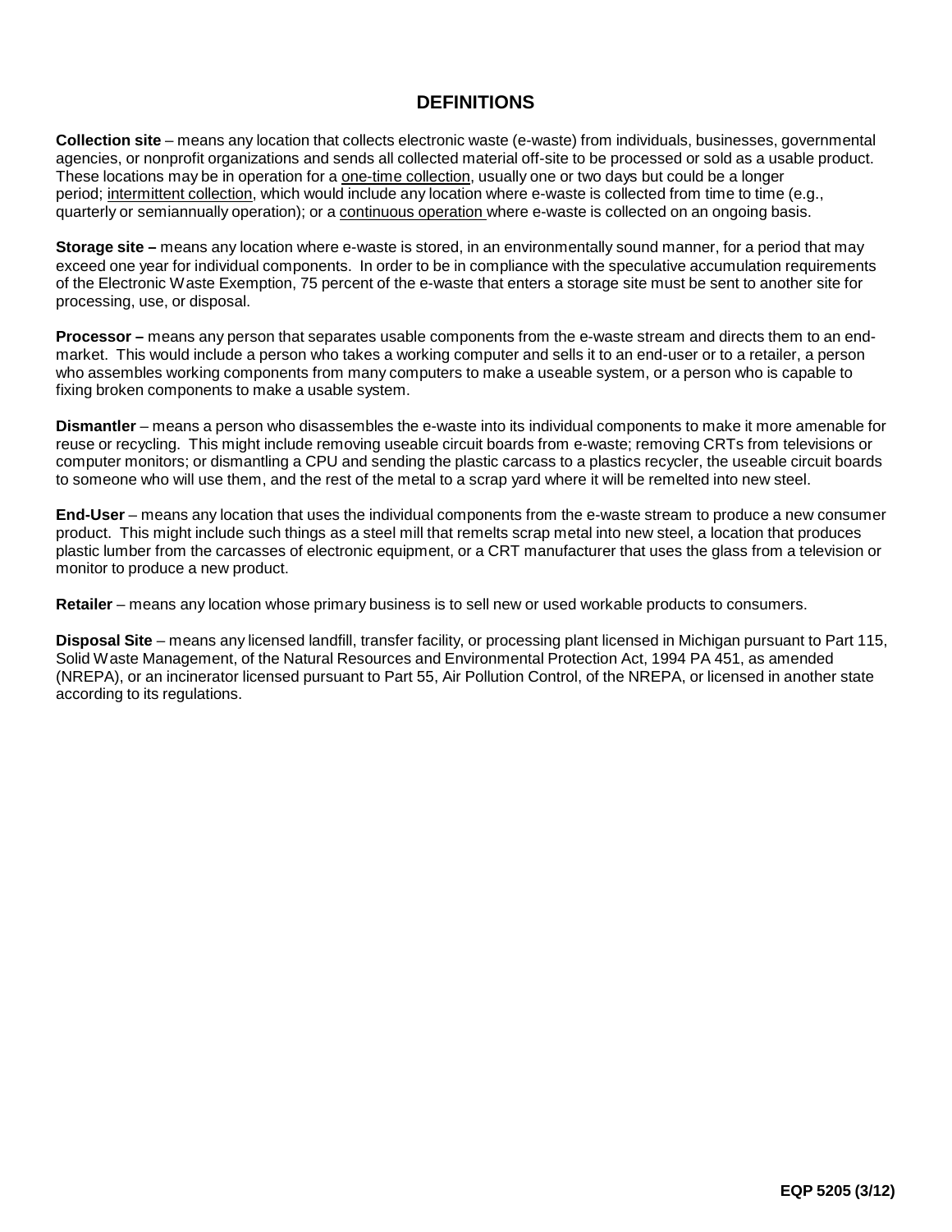## DEFINITIONS

**Collection site** – means any location that collects electronic waste (e-waste) from individuals, businesses, governmental agencies, or nonprofit organizations and sends all collected material off-site to be processed or sold as a usable product. These locations may be in operation for a <u>one-time collection</u>, usually one or two days but could be a longer period; <u>intermittent collection</u>, which would include any location where e-waste is collected from time to time (e.g., quarterly or semiannually operation); or a <u>continuous operation</u> where e-waste is collected on an ongoing basis.

**Storage site –** means any location where e-waste is stored, in an environmentally sound manner, for a period that may exceed one year for individual components. In order to be in compliance with the speculative accumulation requirements of the Electronic Waste Exemption, 75 percent of the e-waste that enters a storage site must be sent to another site for processing, use, or disposal.

**Processor –** means any person that separates usable components from the e-waste stream and directs them to an end-market. This would include a person who takes a working computer and sells it to an end-user or to a retailer, a person who assembles working components from many computers to make a useable system, or a person who is capable to fixing broken components to make a usable system.

**Dismantler** – means a person who disassembles the e-waste into its individual components to make it more amenable for reuse or recycling. This might include removing useable circuit boards from e-waste; removing CRTs from televisions or computer monitors; or dismantling a CPU and sending the plastic carcass to a plastics recycler, the useable circuit boards to someone who will use them, and the rest of the metal to a scrap yard where it will be remelted into new steel.

**End-User** – means any location that uses the individual components from the e-waste stream to produce a new consumer product. This might include such things as a steel mill that remelts scrap metal into new steel, a location that produces plastic lumber from the carcasses of electronic equipment, or a CRT manufacturer that uses the glass from a television or monitor to produce a new product.

**Retailer** – means any location whose primary business is to sell new or used workable products to consumers.

**Disposal Site** – means any licensed landfill, transfer facility, or processing plant licensed in Michigan pursuant to Part 115, Solid Waste Management, of the Natural Resources and Environmental Protection Act, 1994 PA 451, as amended (NREPA), or an incinerator licensed pursuant to Part 55, Air Pollution Control, of the NREPA, or licensed in another state according to its regulations.

**EQP 5205 (3/12)**